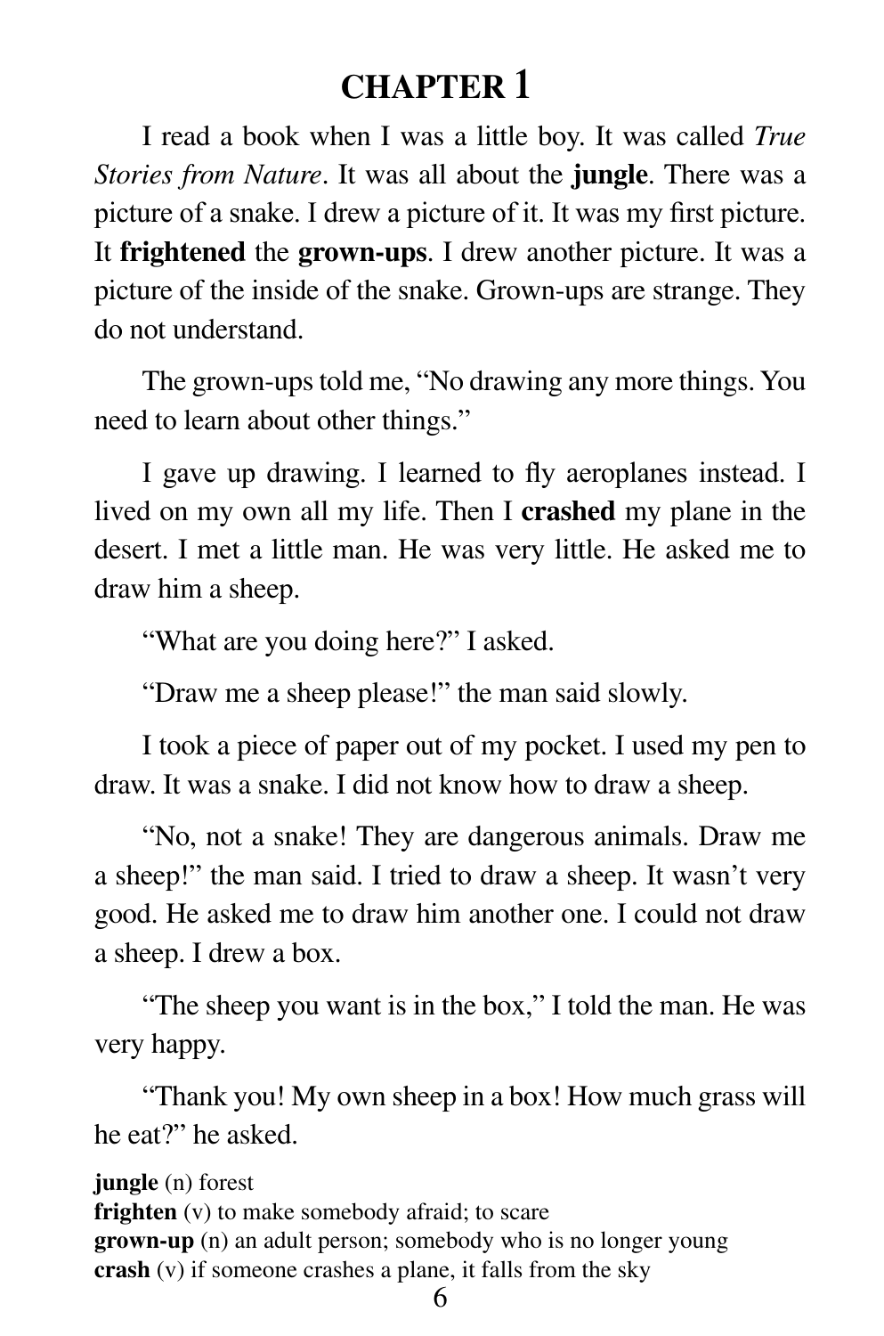# CHAPTER 1

I read a book when I was a little boy. It was called *True Stories from Nature*. It was all about the **jungle**. There was a picture of a snake. I drew a picture of it. It was my first picture. It **frightened** the **grown-ups**. I drew another picture. It was a picture of the inside of the snake. Grown-ups are strange. They do not understand.

The grown-ups told me, "No drawing any more things. You need to learn about other things."

I gave up drawing. I learned to fly aeroplanes instead. I lived on my own all my life. Then I **crashed** my plane in the desert. I met a little man. He was very little. He asked me to draw him a sheep.

"What are you doing here?" I asked.

"Draw me a sheep please!" the man said slowly.

I took a piece of paper out of my pocket. I used my pen to draw. It was a snake. I did not know how to draw a sheep.

"No, not a snake! They are dangerous animals. Draw me a sheep!" the man said. I tried to draw a sheep. It wasn't very good. He asked me to draw him another one. I could not draw a sheep. I drew a box.

"The sheep you want is in the box," I told the man. He was very happy.

"Thank you! My own sheep in a box! How much grass will he eat?" he asked.

**jungle** (n) forest
**frighten** (v) to make somebody afraid; to scare
**grown-up** (n) an adult person; somebody who is no longer young
**crash** (v) if someone crashes a plane, it falls from the sky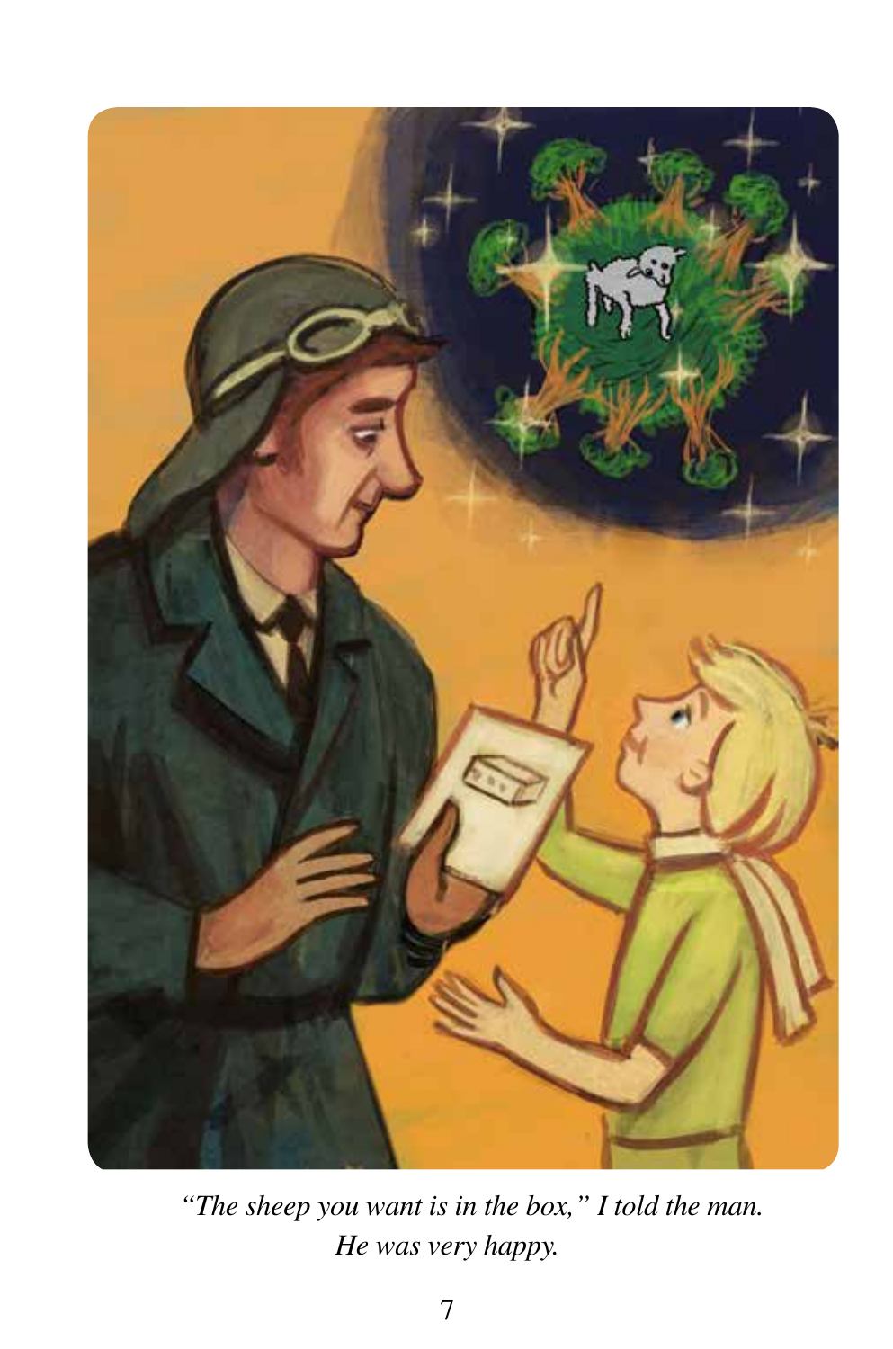*"The sheep you want is in the box," I told the man.*
*He was very happy.*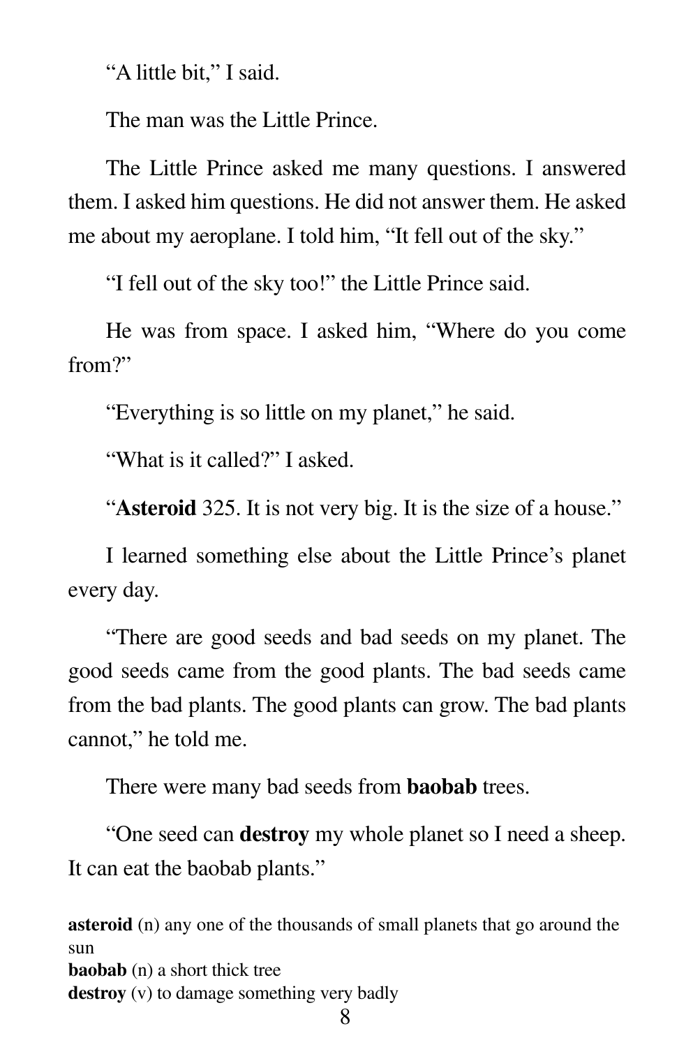"A little bit," I said.

The man was the Little Prince.

The Little Prince asked me many questions. I answered them. I asked him questions. He did not answer them. He asked me about my aeroplane. I told him, "It fell out of the sky."

"I fell out of the sky too!" the Little Prince said.

He was from space. I asked him, "Where do you come from?"

"Everything is so little on my planet," he said.

"What is it called?" I asked.

"**Asteroid** 325. It is not very big. It is the size of a house."

I learned something else about the Little Prince's planet every day.

"There are good seeds and bad seeds on my planet. The good seeds came from the good plants. The bad seeds came from the bad plants. The good plants can grow. The bad plants cannot," he told me.

There were many bad seeds from **baobab** trees.

"One seed can **destroy** my whole planet so I need a sheep. It can eat the baobab plants."

**asteroid** (n) any one of the thousands of small planets that go around the sun
**baobab** (n) a short thick tree
**destroy** (v) to damage something very badly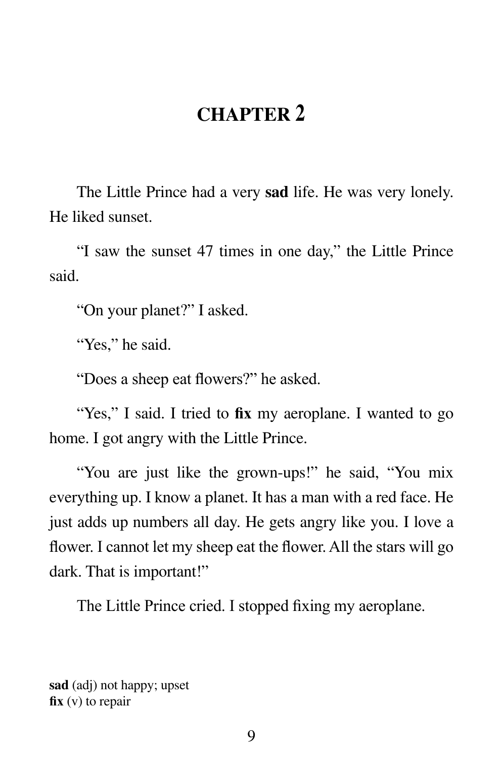# CHAPTER 2

The Little Prince had a very **sad** life. He was very lonely. He liked sunset.

"I saw the sunset 47 times in one day," the Little Prince said.

"On your planet?" I asked.

"Yes," he said.

"Does a sheep eat flowers?" he asked.

"Yes," I said. I tried to **fix** my aeroplane. I wanted to go home. I got angry with the Little Prince.

"You are just like the grown-ups!" he said, "You mix everything up. I know a planet. It has a man with a red face. He just adds up numbers all day. He gets angry like you. I love a flower. I cannot let my sheep eat the flower. All the stars will go dark. That is important!"

The Little Prince cried. I stopped fixing my aeroplane.

**sad** (adj) not happy; upset
**fix** (v) to repair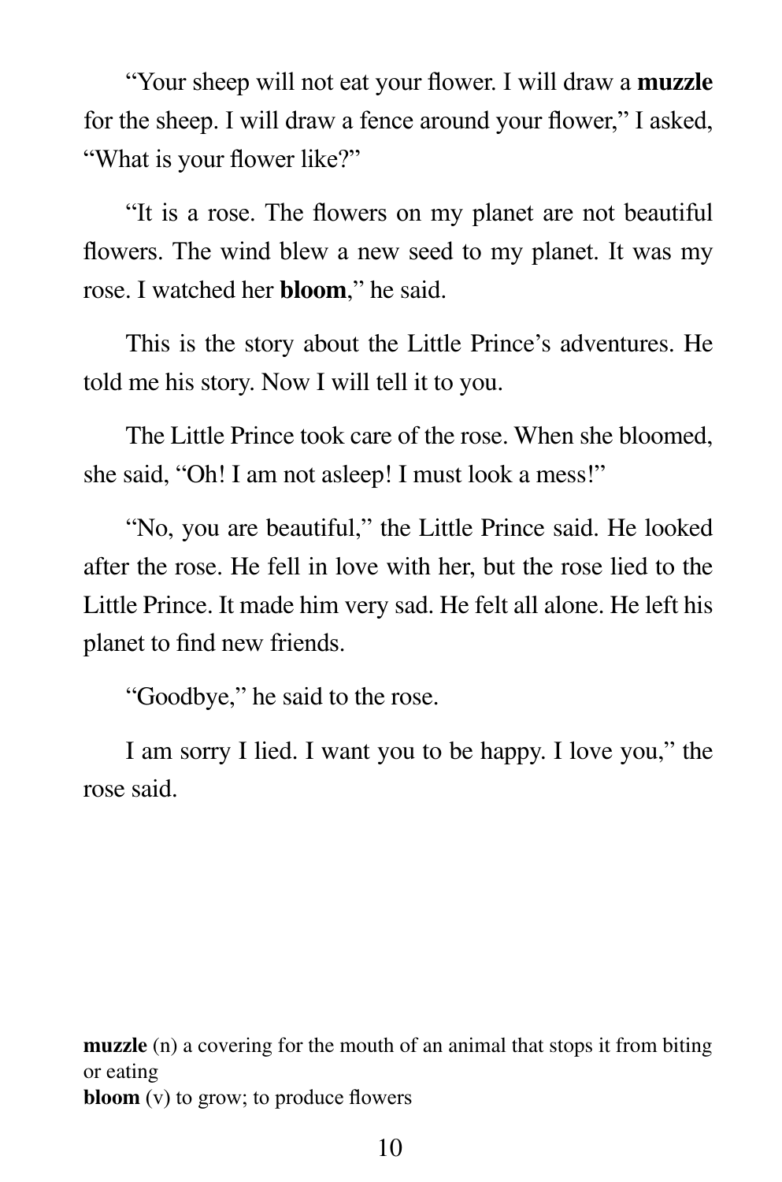"Your sheep will not eat your flower. I will draw a **muzzle** for the sheep. I will draw a fence around your flower," I asked, "What is your flower like?"

"It is a rose. The flowers on my planet are not beautiful flowers. The wind blew a new seed to my planet. It was my rose. I watched her **bloom**," he said.

This is the story about the Little Prince's adventures. He told me his story. Now I will tell it to you.

The Little Prince took care of the rose. When she bloomed, she said, "Oh! I am not asleep! I must look a mess!"

"No, you are beautiful," the Little Prince said. He looked after the rose. He fell in love with her, but the rose lied to the Little Prince. It made him very sad. He felt all alone. He left his planet to find new friends.

"Goodbye," he said to the rose.

I am sorry I lied. I want you to be happy. I love you," the rose said.

**muzzle** (n) a covering for the mouth of an animal that stops it from biting or eating
**bloom** (v) to grow; to produce flowers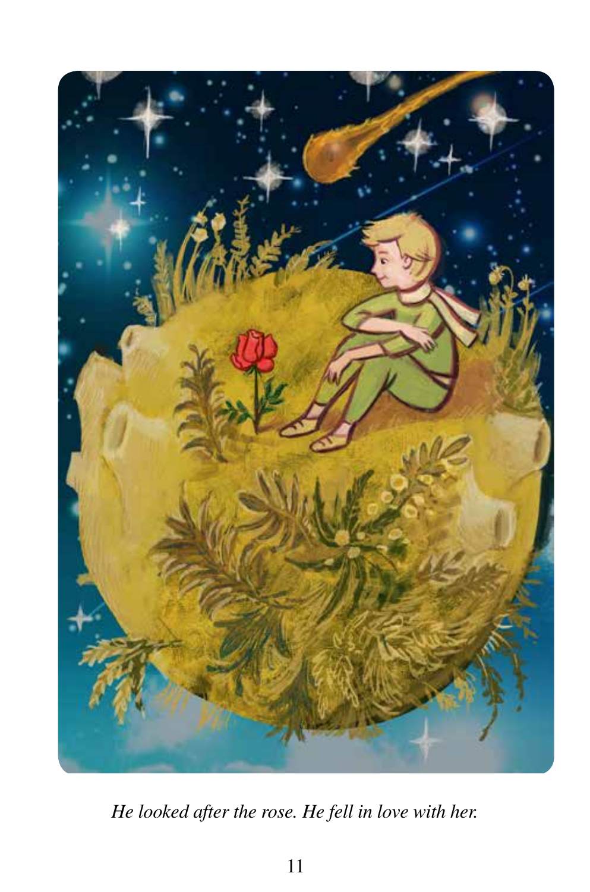*He looked after the rose. He fell in love with her.*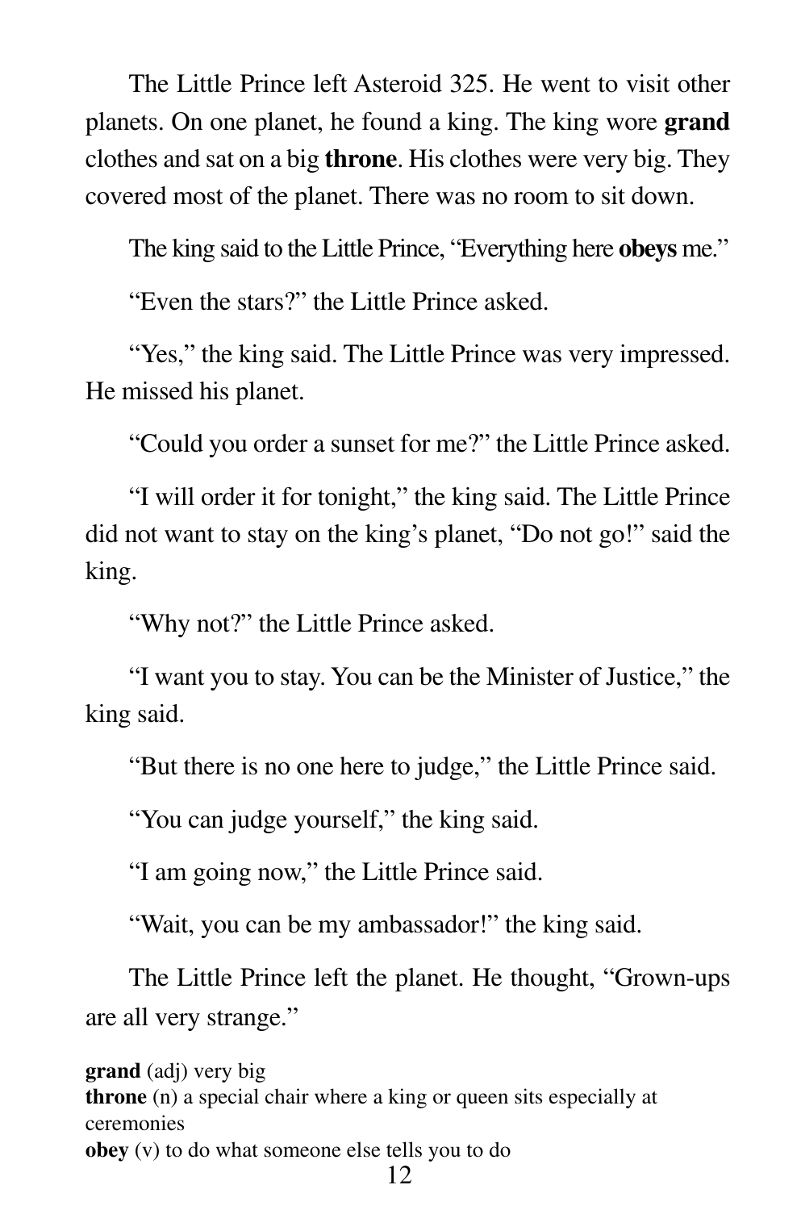The Little Prince left Asteroid 325. He went to visit other planets. On one planet, he found a king. The king wore **grand** clothes and sat on a big **throne**. His clothes were very big. They covered most of the planet. There was no room to sit down.

The king said to the Little Prince, "Everything here **obeys** me."

"Even the stars?" the Little Prince asked.

"Yes," the king said. The Little Prince was very impressed. He missed his planet.

"Could you order a sunset for me?" the Little Prince asked.

"I will order it for tonight," the king said. The Little Prince did not want to stay on the king's planet, "Do not go!" said the king.

"Why not?" the Little Prince asked.

"I want you to stay. You can be the Minister of Justice," the king said.

"But there is no one here to judge," the Little Prince said.

"You can judge yourself," the king said.

"I am going now," the Little Prince said.

"Wait, you can be my ambassador!" the king said.

The Little Prince left the planet. He thought, "Grown-ups are all very strange."

**grand** (adj) very big
**throne** (n) a special chair where a king or queen sits especially at ceremonies
**obey** (v) to do what someone else tells you to do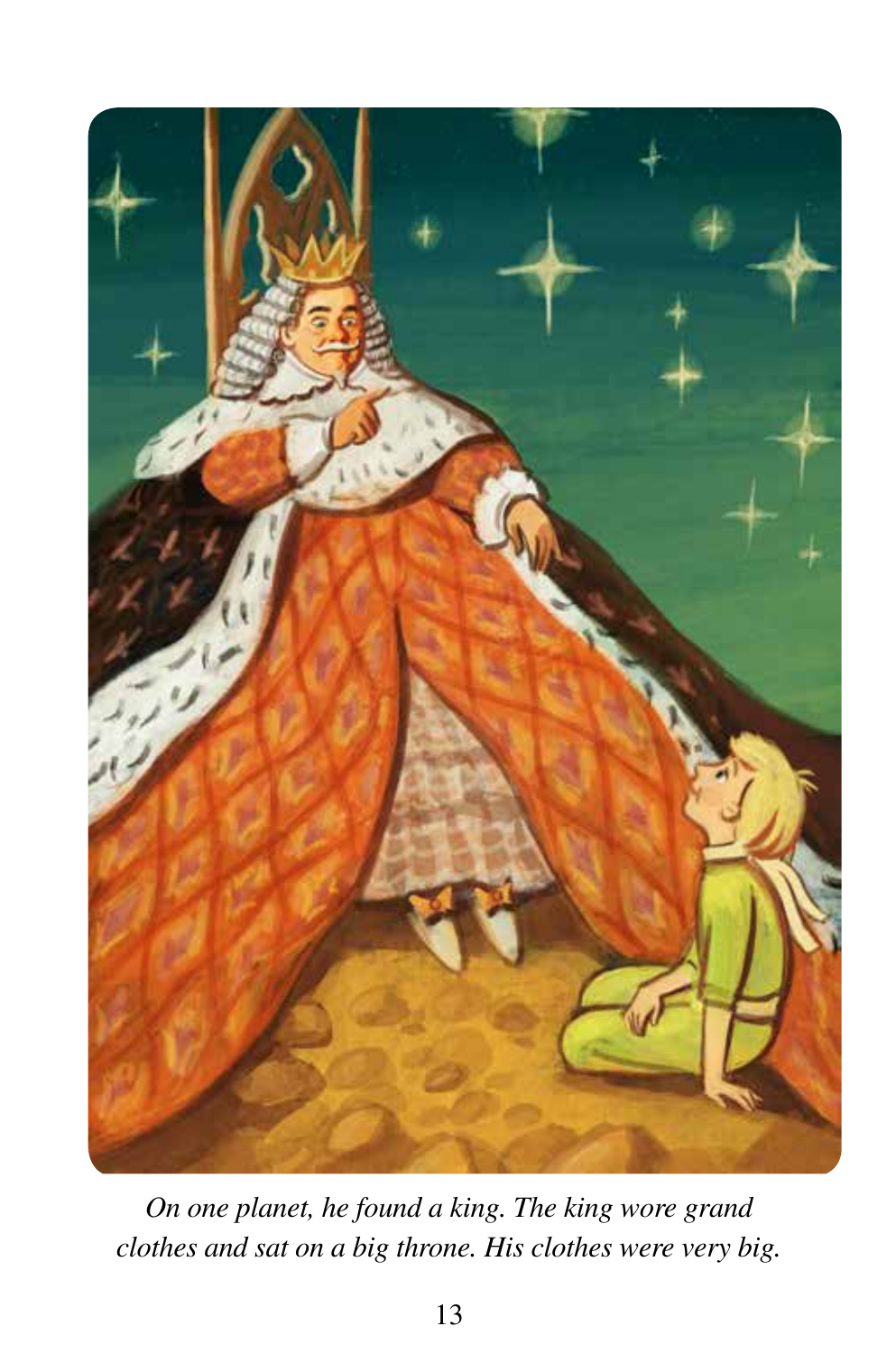*On one planet, he found a king. The king wore grand clothes and sat on a big throne. His clothes were very big.*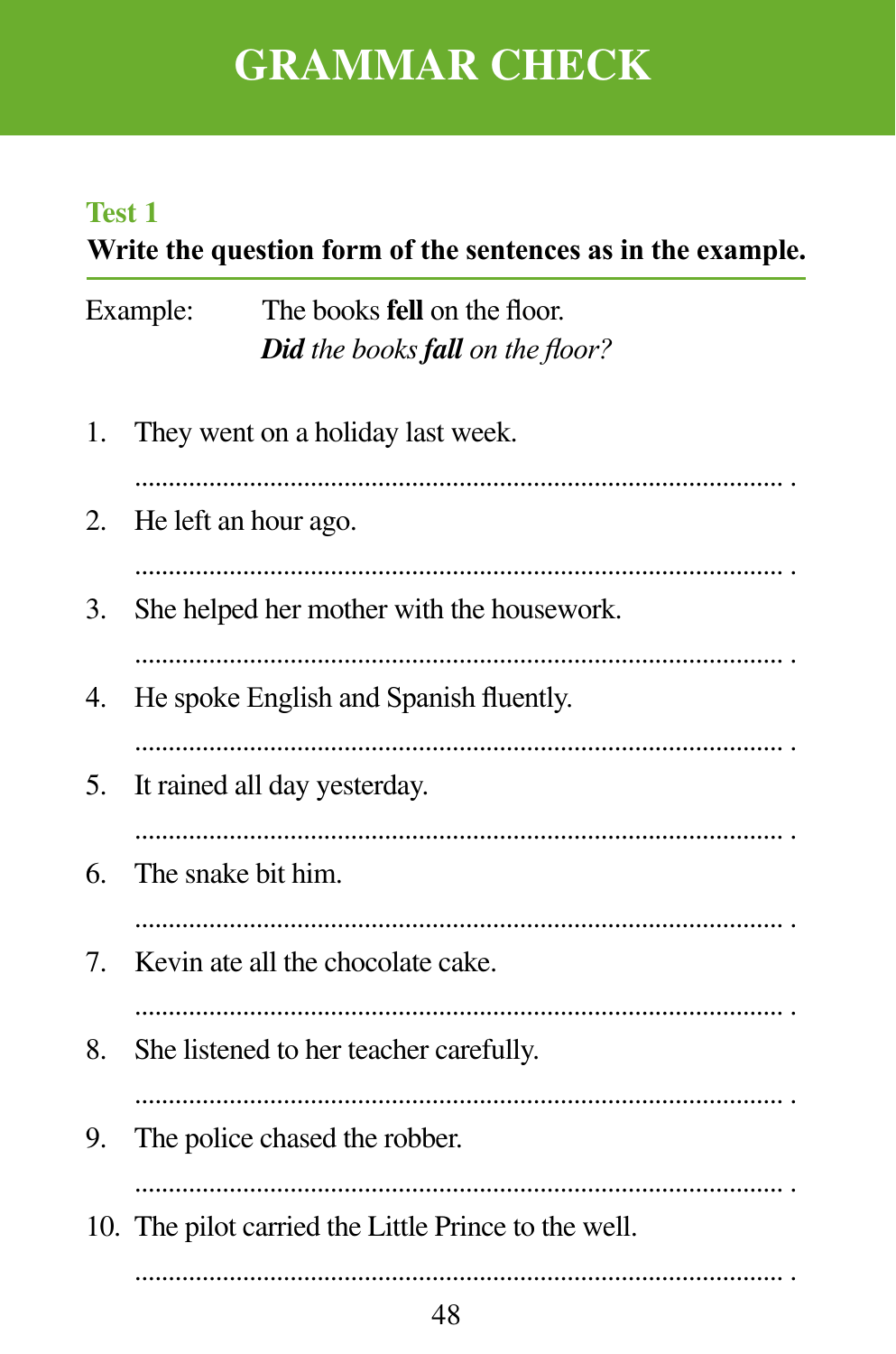# GRAMMAR CHECK

## Test 1

**Write the question form of the sentences as in the example.**

Example: The books **fell** on the floor.
***Did*** *the books* ***fall*** *on the floor?*

1. They went on a holiday last week.

   ..................................................................................................... .

2. He left an hour ago.

   ..................................................................................................... .

3. She helped her mother with the housework.

   ..................................................................................................... .

4. He spoke English and Spanish fluently.

   ..................................................................................................... .

5. It rained all day yesterday.

   ..................................................................................................... .

6. The snake bit him.

   ..................................................................................................... .

7. Kevin ate all the chocolate cake.

   ..................................................................................................... .

8. She listened to her teacher carefully.

   ..................................................................................................... .

9. The police chased the robber.

   ..................................................................................................... .

10. The pilot carried the Little Prince to the well.

    ..................................................................................................... .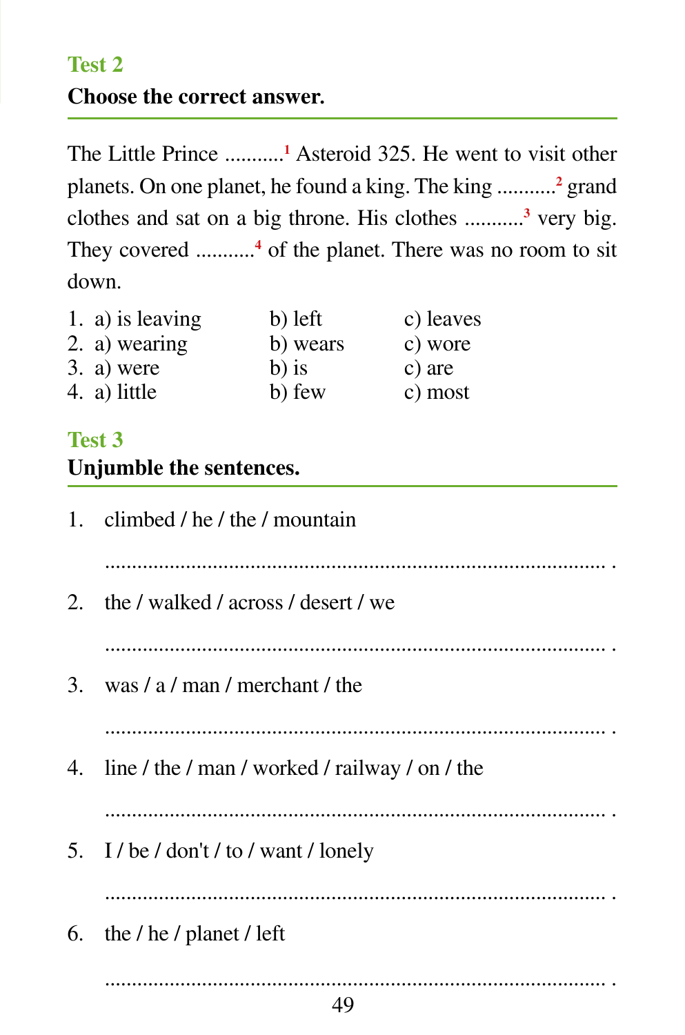## Test 2

**Choose the correct answer.**

The Little Prince ...........[1] Asteroid 325. He went to visit other planets. On one planet, he found a king. The king ...........[2] grand clothes and sat on a big throne. His clothes ...........[3] very big. They covered ...........[4] of the planet. There was no room to sit down.

| | | | |
|---|---|---|---|
| 1. | a) is leaving | b) left | c) leaves |
| 2. | a) wearing | b) wears | c) wore |
| 3. | a) were | b) is | c) are |
| 4. | a) little | b) few | c) most |

## Test 3

**Unjumble the sentences.**

1. climbed / he / the / mountain

   ................................................................................................ .

2. the / walked / across / desert / we

   ................................................................................................ .

3. was / a / man / merchant / the

   ................................................................................................ .

4. line / the / man / worked / railway / on / the

   ................................................................................................ .

5. I / be / don't / to / want / lonely

   ................................................................................................ .

6. the / he / planet / left

   ................................................................................................ .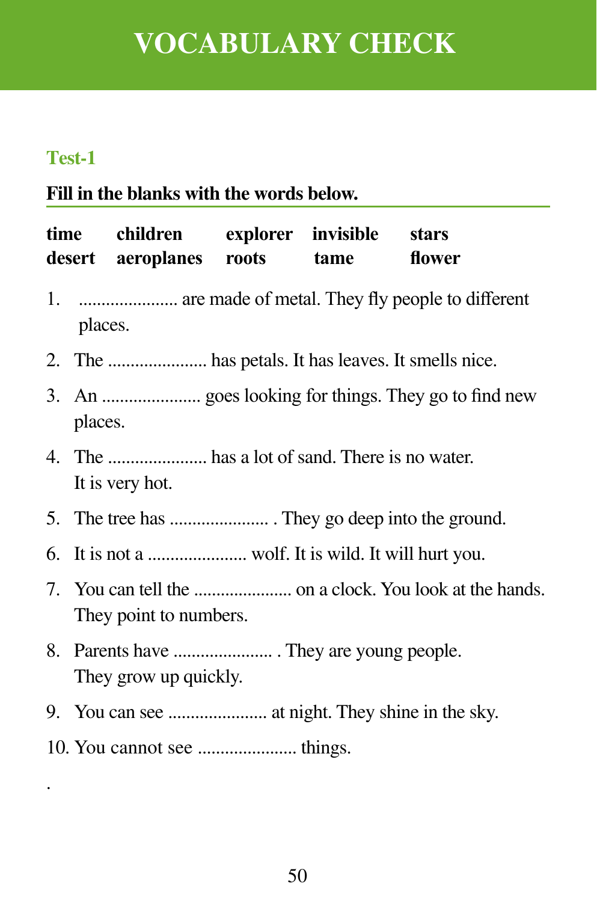# VOCABULARY CHECK

## Test-1

**Fill in the blanks with the words below.**

| | | | | |
|---|---|---|---|---|
| **time** | **children** | **explorer** | **invisible** | **stars** |
| **desert** | **aeroplanes** | **roots** | **tame** | **flower** |

1. ..................... are made of metal. They fly people to different places.
2. The ..................... has petals. It has leaves. It smells nice.
3. An ..................... goes looking for things. They go to find new places.
4. The ..................... has a lot of sand. There is no water. It is very hot.
5. The tree has ..................... . They go deep into the ground.
6. It is not a ..................... wolf. It is wild. It will hurt you.
7. You can tell the ..................... on a clock. You look at the hands. They point to numbers.
8. Parents have ..................... . They are young people. They grow up quickly.
9. You can see ..................... at night. They shine in the sky.
10. You cannot see ..................... things.

.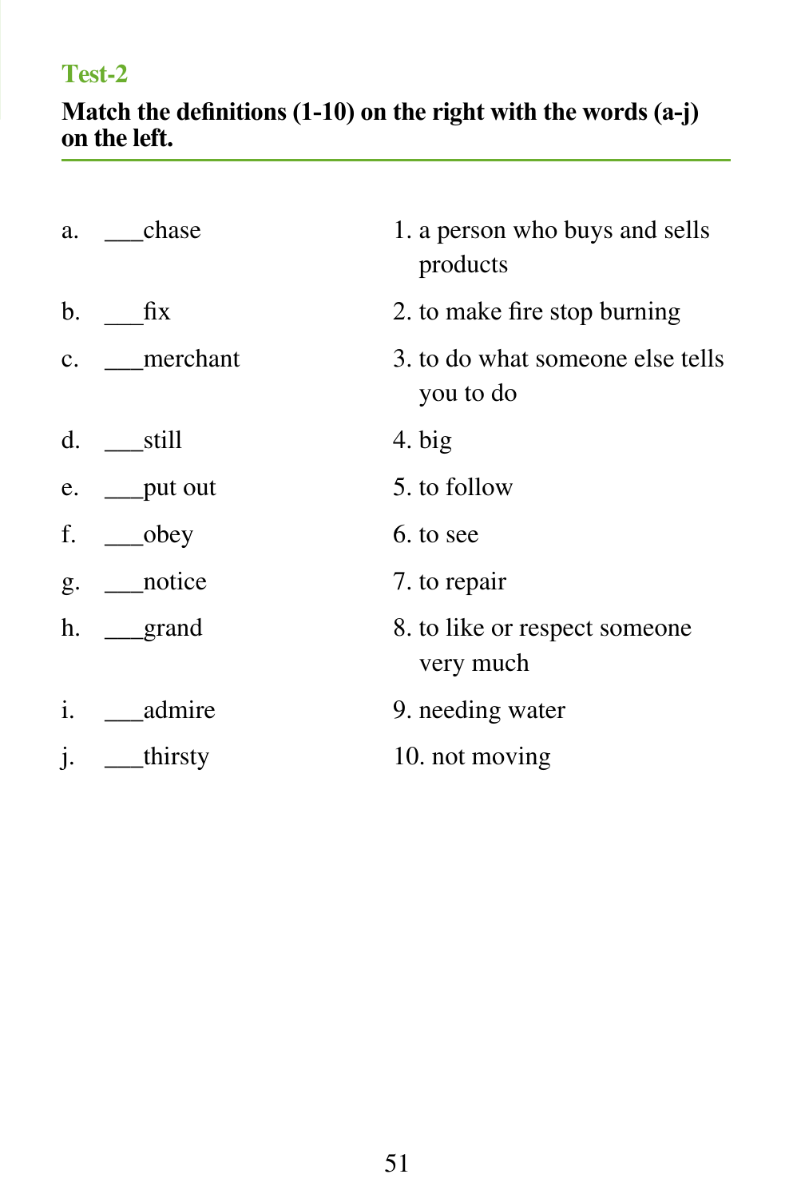## Test-2

**Match the definitions (1-10) on the right with the words (a-j) on the left.**

| | |
|---|---|
| a. ___chase | 1. a person who buys and sells products |
| b. ___fix | 2. to make fire stop burning |
| c. ___merchant | 3. to do what someone else tells you to do |
| d. ___still | 4. big |
| e. ___put out | 5. to follow |
| f. ___obey | 6. to see |
| g. ___notice | 7. to repair |
| h. ___grand | 8. to like or respect someone very much |
| i. ___admire | 9. needing water |
| j. ___thirsty | 10. not moving |